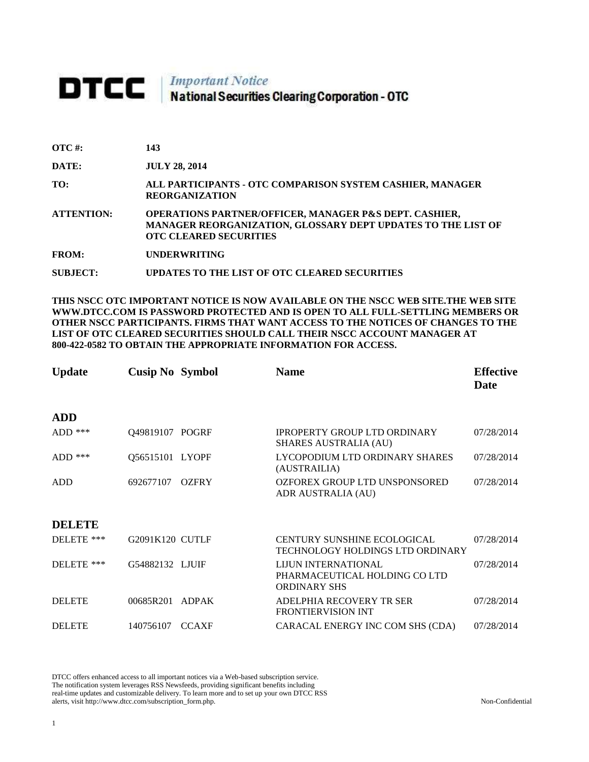# DTCC | *Important Notice* National Securities Clearing Corporation - OTC

**OTC #:** 143

**DATE:** JULY 28, 2014

**TO:** ALL PARTICIPANTS - OTC COMPARISON SYSTEM CASHIER, MANAGER REORGANIZATION

**ATTENTION:** OPERATIONS PARTNER/OFFICER, MANAGER P&S DEPT. CASHIER, MANAGER REORGANIZATION, GLOSSARY DEPT UPDATES TO THE LIST OF OTC CLEARED SECURITIES

**FROM:** UNDERWRITING

**SUBJECT:** UPDATES TO THE LIST OF OTC CLEARED SECURITIES

**THIS NSCC OTC IMPORTANT NOTICE IS NOW AVAILABLE ON THE NSCC WEB SITE.THE WEB SITE WWW.DTCC.COM IS PASSWORD PROTECTED AND IS OPEN TO ALL FULL-SETTLING MEMBERS OR OTHER NSCC PARTICIPANTS. FIRMS THAT WANT ACCESS TO THE NOTICES OF CHANGES TO THE LIST OF OTC CLEARED SECURITIES SHOULD CALL THEIR NSCC ACCOUNT MANAGER AT 800-422-0582 TO OBTAIN THE APPROPRIATE INFORMATION FOR ACCESS.**

| Update | Cusip No | Symbol | Name | Effective Date |
|---|---|---|---|---|
| **ADD** | | | | |
| ADD *** | Q49819107 | POGRF | IPROPERTY GROUP LTD ORDINARY SHARES AUSTRALIA (AU) | 07/28/2014 |
| ADD *** | Q56515101 | LYOPF | LYCOPODIUM LTD ORDINARY SHARES (AUSTRAILIA) | 07/28/2014 |
| ADD | 692677107 | OZFRY | OZFOREX GROUP LTD UNSPONSORED ADR AUSTRALIA (AU) | 07/28/2014 |
| **DELETE** | | | | |
| DELETE *** | G2091K120 | CUTLF | CENTURY SUNSHINE ECOLOGICAL TECHNOLOGY HOLDINGS LTD ORDINARY | 07/28/2014 |
| DELETE *** | G54882132 | LJUIF | LIJUN INTERNATIONAL PHARMACEUTICAL HOLDING CO LTD ORDINARY SHS | 07/28/2014 |
| DELETE | 00685R201 | ADPAK | ADELPHIA RECOVERY TR SER FRONTIERVISION INT | 07/28/2014 |
| DELETE | 140756107 | CCAXF | CARACAL ENERGY INC COM SHS (CDA) | 07/28/2014 |

DTCC offers enhanced access to all important notices via a Web-based subscription service. The notification system leverages RSS Newsfeeds, providing significant benefits including real-time updates and customizable delivery. To learn more and to set up your own DTCC RSS alerts, visit http://www.dtcc.com/subscription_form.php.

Non-Confidential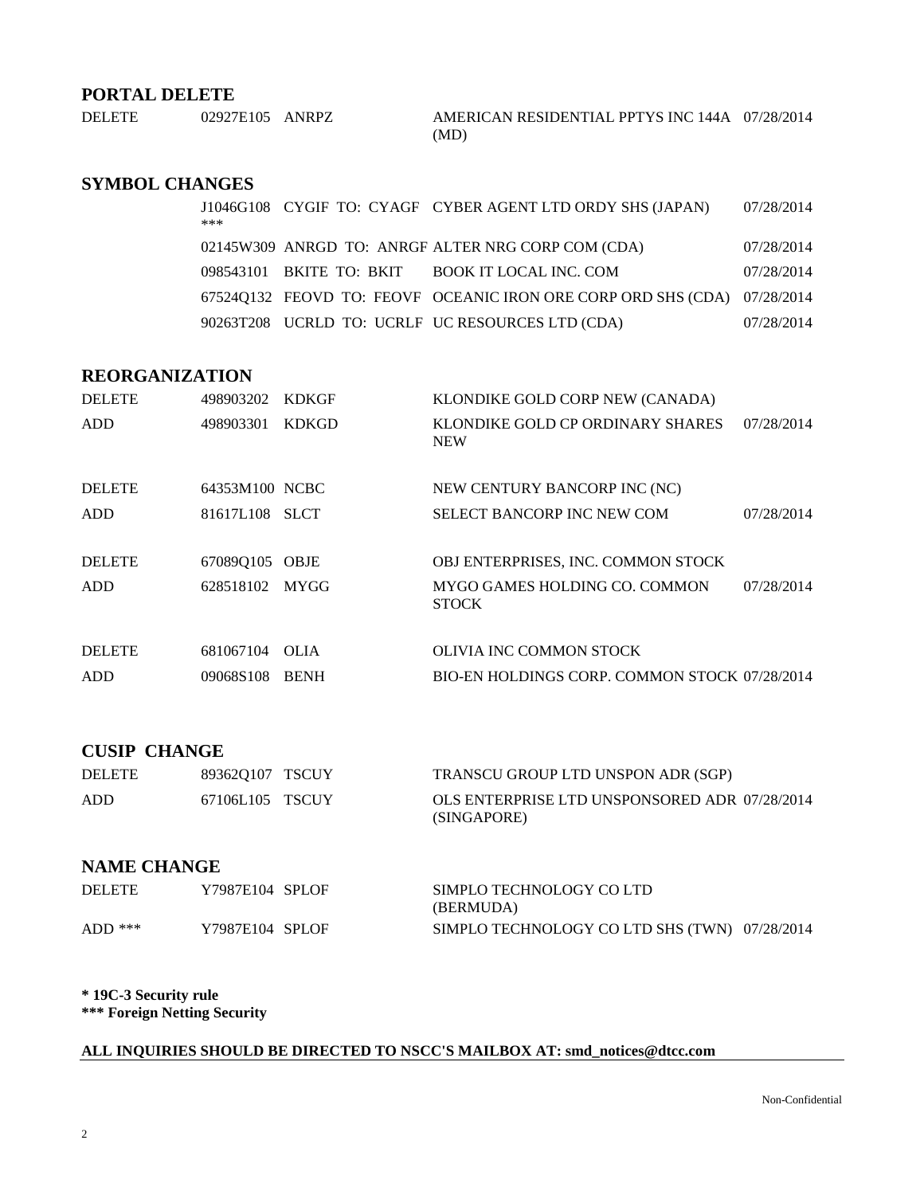## PORTAL DELETE

| | | | | |
|---|---|---|---|---|
| DELETE | 02927E105 | ANRPZ | AMERICAN RESIDENTIAL PPTYS INC 144A (MD) | 07/28/2014 |

## SYMBOL CHANGES

| | | | |
|---|---|---|---|
| J1046G108 *** | CYGIF TO: CYAGF | CYBER AGENT LTD ORDY SHS (JAPAN) | 07/28/2014 |
| 02145W309 | ANRGD TO: ANRGF | ALTER NRG CORP COM (CDA) | 07/28/2014 |
| 098543101 | BKITE TO: BKIT | BOOK IT LOCAL INC. COM | 07/28/2014 |
| 67524Q132 | FEOVD TO: FEOVF | OCEANIC IRON ORE CORP ORD SHS (CDA) | 07/28/2014 |
| 90263T208 | UCRLD TO: UCRLF | UC RESOURCES LTD (CDA) | 07/28/2014 |

## REORGANIZATION

| | | | | |
|---|---|---|---|---|
| DELETE | 498903202 | KDKGF | KLONDIKE GOLD CORP NEW (CANADA) | |
| ADD | 498903301 | KDKGD | KLONDIKE GOLD CP ORDINARY SHARES NEW | 07/28/2014 |
| DELETE | 64353M100 | NCBC | NEW CENTURY BANCORP INC (NC) | |
| ADD | 81617L108 | SLCT | SELECT BANCORP INC NEW COM | 07/28/2014 |
| DELETE | 67089Q105 | OBJE | OBJ ENTERPRISES, INC. COMMON STOCK | |
| ADD | 628518102 | MYGG | MYGO GAMES HOLDING CO. COMMON STOCK | 07/28/2014 |
| DELETE | 681067104 | OLIA | OLIVIA INC COMMON STOCK | |
| ADD | 09068S108 | BENH | BIO-EN HOLDINGS CORP. COMMON STOCK | 07/28/2014 |

## CUSIP CHANGE

| | | | | |
|---|---|---|---|---|
| DELETE | 89362Q107 | TSCUY | TRANSCU GROUP LTD UNSPON ADR (SGP) | |
| ADD | 67106L105 | TSCUY | OLS ENTERPRISE LTD UNSPONSORED ADR (SINGAPORE) | 07/28/2014 |

## NAME CHANGE

| | | | | |
|---|---|---|---|---|
| DELETE | Y7987E104 | SPLOF | SIMPLO TECHNOLOGY CO LTD (BERMUDA) | |
| ADD *** | Y7987E104 | SPLOF | SIMPLO TECHNOLOGY CO LTD SHS (TWN) | 07/28/2014 |

**\* 19C-3 Security rule**
**\*\*\* Foreign Netting Security**

**ALL INQUIRIES SHOULD BE DIRECTED TO NSCC'S MAILBOX AT: smd_notices@dtcc.com**

Non-Confidential